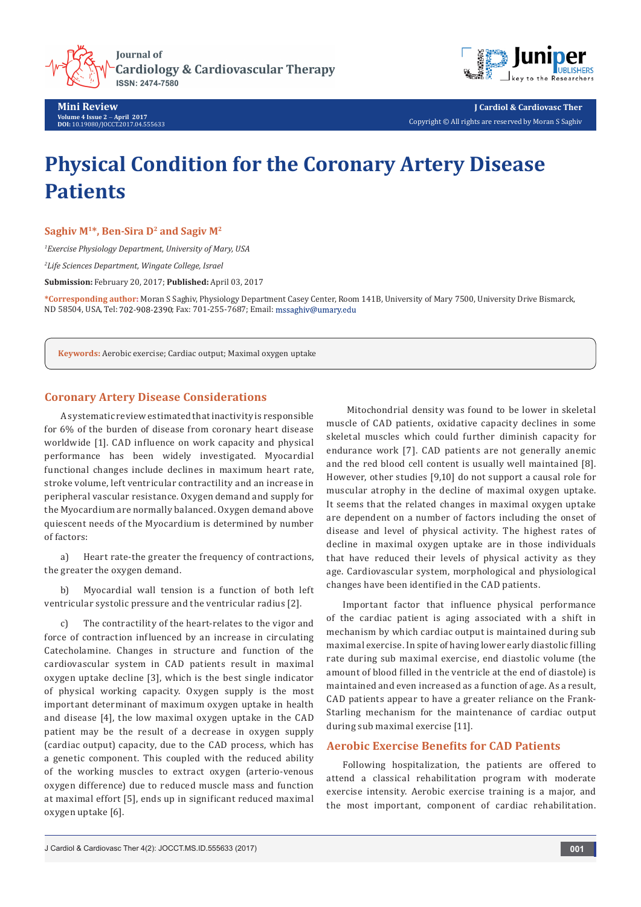Mini Review

Volume 4 Issue 2 – April 2017
DOI: 10.19080/JOCCT.2017.04.555633

J Cardiol & Cardiovasc Ther
Copyright © All rights are reserved by Moran S Saghiv

# Physical Condition for the Coronary Artery Disease Patients

**Saghiv M[1]*, Ben-Sira D[2] and Sagiv M[2]**

[1]*Exercise Physiology Department, University of Mary, USA*

[2]*Life Sciences Department, Wingate College, Israel*

**Submission:** February 20, 2017; **Published:** April 03, 2017

***Corresponding author:** Moran S Saghiv, Physiology Department Casey Center, Room 141B, University of Mary 7500, University Drive Bismarck, ND 58504, USA, Tel: 702-908-2390; Fax: 701-255-7687; Email: mssaghiv@umary.edu

**Keywords:** Aerobic exercise; Cardiac output; Maximal oxygen uptake

## Coronary Artery Disease Considerations

A systematic review estimated that inactivity is responsible for 6% of the burden of disease from coronary heart disease worldwide [1]. CAD influence on work capacity and physical performance has been widely investigated. Myocardial functional changes include declines in maximum heart rate, stroke volume, left ventricular contractility and an increase in peripheral vascular resistance. Oxygen demand and supply for the Myocardium are normally balanced. Oxygen demand above quiescent needs of the Myocardium is determined by number of factors:

a) Heart rate-the greater the frequency of contractions, the greater the oxygen demand.

b) Myocardial wall tension is a function of both left ventricular systolic pressure and the ventricular radius [2].

c) The contractility of the heart-relates to the vigor and force of contraction influenced by an increase in circulating Catecholamine. Changes in structure and function of the cardiovascular system in CAD patients result in maximal oxygen uptake decline [3], which is the best single indicator of physical working capacity. Oxygen supply is the most important determinant of maximum oxygen uptake in health and disease [4], the low maximal oxygen uptake in the CAD patient may be the result of a decrease in oxygen supply (cardiac output) capacity, due to the CAD process, which has a genetic component. This coupled with the reduced ability of the working muscles to extract oxygen (arterio-venous oxygen difference) due to reduced muscle mass and function at maximal effort [5], ends up in significant reduced maximal oxygen uptake [6].

Mitochondrial density was found to be lower in skeletal muscle of CAD patients, oxidative capacity declines in some skeletal muscles which could further diminish capacity for endurance work [7]. CAD patients are not generally anemic and the red blood cell content is usually well maintained [8]. However, other studies [9,10] do not support a causal role for muscular atrophy in the decline of maximal oxygen uptake. It seems that the related changes in maximal oxygen uptake are dependent on a number of factors including the onset of disease and level of physical activity. The highest rates of decline in maximal oxygen uptake are in those individuals that have reduced their levels of physical activity as they age. Cardiovascular system, morphological and physiological changes have been identified in the CAD patients.

Important factor that influence physical performance of the cardiac patient is aging associated with a shift in mechanism by which cardiac output is maintained during sub maximal exercise. In spite of having lower early diastolic filling rate during sub maximal exercise, end diastolic volume (the amount of blood filled in the ventricle at the end of diastole) is maintained and even increased as a function of age. As a result, CAD patients appear to have a greater reliance on the Frank-Starling mechanism for the maintenance of cardiac output during sub maximal exercise [11].

## Aerobic Exercise Benefits for CAD Patients

Following hospitalization, the patients are offered to attend a classical rehabilitation program with moderate exercise intensity. Aerobic exercise training is a major, and the most important, component of cardiac rehabilitation.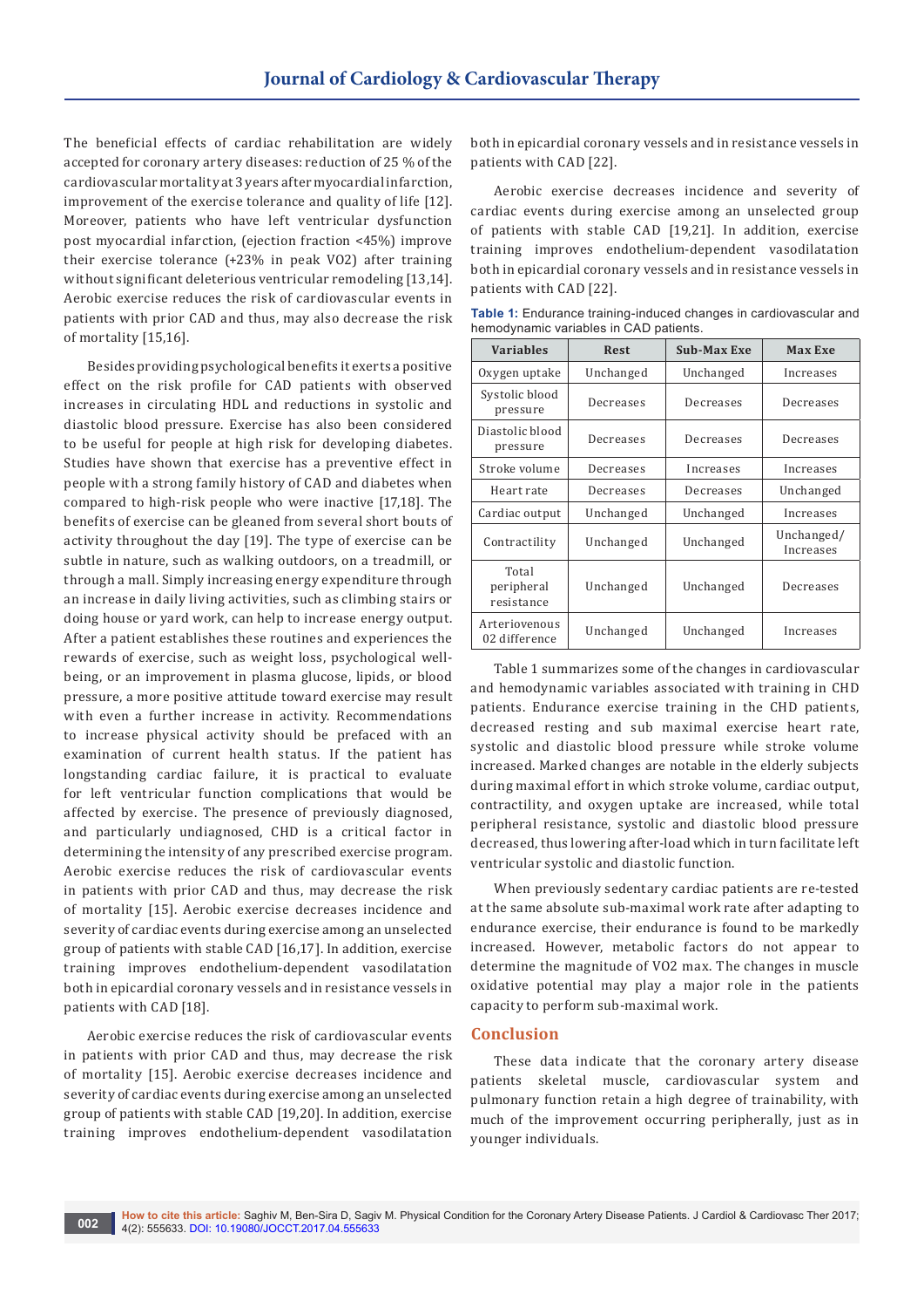The beneficial effects of cardiac rehabilitation are widely accepted for coronary artery diseases: reduction of 25 % of the cardiovascular mortality at 3 years after myocardial infarction, improvement of the exercise tolerance and quality of life [12]. Moreover, patients who have left ventricular dysfunction post myocardial infarction, (ejection fraction <45%) improve their exercise tolerance (+23% in peak VO2) after training without significant deleterious ventricular remodeling [13,14]. Aerobic exercise reduces the risk of cardiovascular events in patients with prior CAD and thus, may also decrease the risk of mortality [15,16].

Besides providing psychological benefits it exerts a positive effect on the risk profile for CAD patients with observed increases in circulating HDL and reductions in systolic and diastolic blood pressure. Exercise has also been considered to be especially useful for people at high risk for developing diabetes. Studies have shown that exercise has a preventive effect in people with a strong family history of CAD and diabetes when compared to high-risk people who were inactive [17,18]. The benefits of exercise can be gleaned from several short bouts of activity throughout the day [19]. The type of exercise can be subtle in nature, such as walking outdoors, on a treadmill, or through a mall. Simply increasing energy expenditure through an increase in daily living activities, such as climbing stairs or doing house or yard work, can help to increase energy output. After a patient establishes these routines and experiences the rewards of exercise, such as weight loss, psychological well-being, or an improvement in plasma glucose, lipids, or blood pressure, a more positive attitude toward exercise may result with even a further increase in activity. Recommendations to increase physical activity should be prefaced with an examination of current health status. If the patient has longstanding cardiac failure, it is practical to evaluate for left ventricular function complications that would be affected by exercise. The presence of previously diagnosed, and particularly undiagnosed, CHD is a critical factor in determining the intensity of any prescribed exercise program. Aerobic exercise reduces the risk of cardiovascular events in patients with prior CAD and thus, may decrease the risk of mortality [15]. Aerobic exercise decreases incidence and severity of cardiac events during exercise among an unselected group of patients with stable CAD [16,17]. In addition, exercise training improves endothelium-dependent vasodilatation both in epicardial coronary vessels and in resistance vessels in patients with CAD [18].

Aerobic exercise reduces the risk of cardiovascular events in patients with prior CAD and thus, may decrease the risk of mortality [15]. Aerobic exercise decreases incidence and severity of cardiac events during exercise among an unselected group of patients with stable CAD [19,20]. In addition, exercise training improves endothelium-dependent vasodilatation both in epicardial coronary vessels and in resistance vessels in patients with CAD [22].

Aerobic exercise decreases incidence and severity of cardiac events during exercise among an unselected group of patients with stable CAD [19,21]. In addition, exercise training improves endothelium-dependent vasodilatation both in epicardial coronary vessels and in resistance vessels in patients with CAD [22].

**Table 1:** Endurance training-induced changes in cardiovascular and hemodynamic variables in CAD patients.

| Variables | Rest | Sub-Max Exe | Max Exe |
|---|---|---|---|
| Oxygen uptake | Unchanged | Unchanged | Increases |
| Systolic blood pressure | Decreases | Decreases | Decreases |
| Diastolic blood pressure | Decreases | Decreases | Decreases |
| Stroke volume | Decreases | Increases | Increases |
| Heart rate | Decreases | Decreases | Unchanged |
| Cardiac output | Unchanged | Unchanged | Increases |
| Contractility | Unchanged | Unchanged | Unchanged/ Increases |
| Total peripheral resistance | Unchanged | Unchanged | Decreases |
| Arteriovenous 02 difference | Unchanged | Unchanged | Increases |

Table 1 summarizes some of the changes in cardiovascular and hemodynamic variables associated with training in CHD patients. Endurance exercise training in the CHD patients, decreased resting and sub maximal exercise heart rate, systolic and diastolic blood pressure while stroke volume increased. Marked changes are notable in the elderly subjects during maximal effort in which stroke volume, cardiac output, contractility, and oxygen uptake are increased, while total peripheral resistance, systolic and diastolic blood pressure decreased, thus lowering after-load which in turn facilitate left ventricular systolic and diastolic function.

When previously sedentary cardiac patients are re-tested at the same absolute sub-maximal work rate after adapting to endurance exercise, their endurance is found to be markedly increased. However, metabolic factors do not appear to determine the magnitude of VO2 max. The changes in muscle oxidative potential may play a major role in the patients capacity to perform sub-maximal work.

## Conclusion

These data indicate that the coronary artery disease patients skeletal muscle, cardiovascular system and pulmonary function retain a high degree of trainability, with much of the improvement occurring peripherally, just as in younger individuals.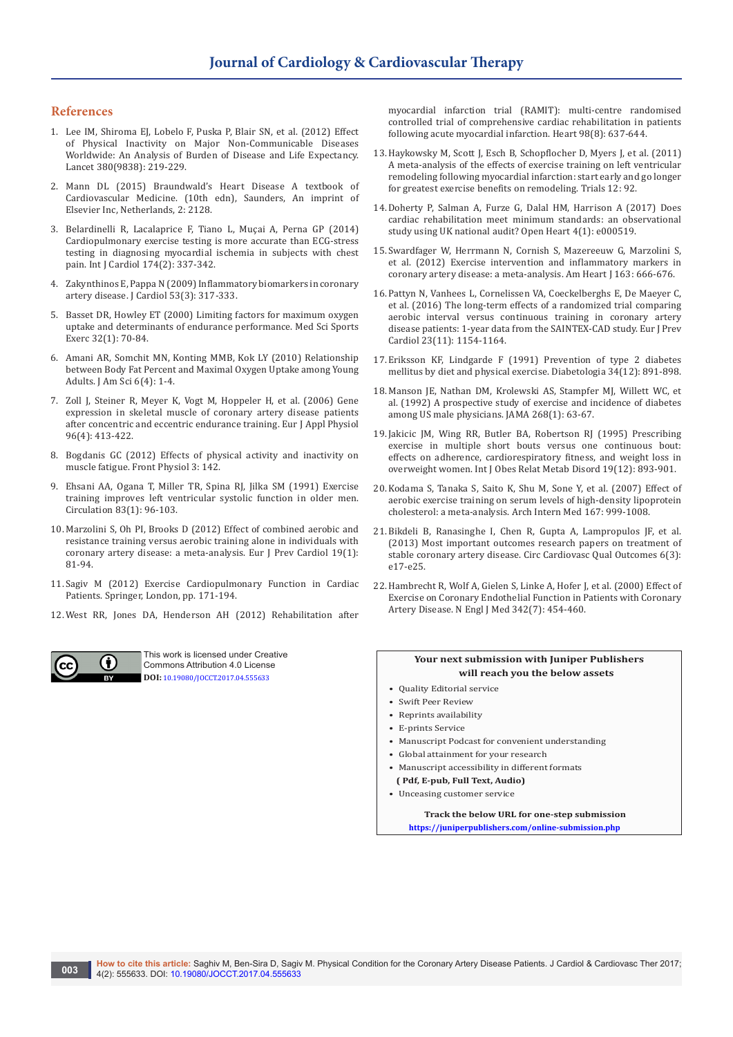## References

1. Lee IM, Shiroma EJ, Lobelo F, Puska P, Blair SN, et al. (2012) Effect of Physical Inactivity on Major Non-Communicable Diseases Worldwide: An Analysis of Burden of Disease and Life Expectancy. Lancet 380(9838): 219-229.
2. Mann DL (2015) Braundwald's Heart Disease A textbook of Cardiovascular Medicine. (10th edn), Saunders, An imprint of Elsevier Inc, Netherlands, 2: 2128.
3. Belardinelli R, Lacalaprice F, Tiano L, Muçai A, Perna GP (2014) Cardiopulmonary exercise testing is more accurate than ECG-stress testing in diagnosing myocardial ischemia in subjects with chest pain. Int J Cardiol 174(2): 337-342.
4. Zakynthinos E, Pappa N (2009) Inflammatory biomarkers in coronary artery disease. J Cardiol 53(3): 317-333.
5. Basset DR, Howley ET (2000) Limiting factors for maximum oxygen uptake and determinants of endurance performance. Med Sci Sports Exerc 32(1): 70-84.
6. Amani AR, Somchit MN, Konting MMB, Kok LY (2010) Relationship between Body Fat Percent and Maximal Oxygen Uptake among Young Adults. J Am Sci 6(4): 1-4.
7. Zoll J, Steiner R, Meyer K, Vogt M, Hoppeler H, et al. (2006) Gene expression in skeletal muscle of coronary artery disease patients after concentric and eccentric endurance training. Eur J Appl Physiol 96(4): 413-422.
8. Bogdanis GC (2012) Effects of physical activity and inactivity on muscle fatigue. Front Physiol 3: 142.
9. Ehsani AA, Ogana T, Miller TR, Spina RJ, Jilka SM (1991) Exercise training improves left ventricular systolic function in older men. Circulation 83(1): 96-103.
10. Marzolini S, Oh PI, Brooks D (2012) Effect of combined aerobic and resistance training versus aerobic training alone in individuals with coronary artery disease: a meta-analysis. Eur J Prev Cardiol 19(1): 81-94.
11. Sagiv M (2012) Exercise Cardiopulmonary Function in Cardiac Patients. Springer, London, pp. 171-194.
12. West RR, Jones DA, Henderson AH (2012) Rehabilitation after myocardial infarction trial (RAMIT): multi-centre randomised controlled trial of comprehensive cardiac rehabilitation in patients following acute myocardial infarction. Heart 98(8): 637-644.
13. Haykowsky M, Scott J, Esch B, Schopflocher D, Myers J, et al. (2011) A meta-analysis of the effects of exercise training on left ventricular remodeling following myocardial infarction: start early and go longer for greatest exercise benefits on remodeling. Trials 12: 92.
14. Doherty P, Salman A, Furze G, Dalal HM, Harrison A (2017) Does cardiac rehabilitation meet minimum standards: an observational study using UK national audit? Open Heart 4(1): e000519.
15. Swardfager W, Herrmann N, Cornish S, Mazereeuw G, Marzolini S, et al. (2012) Exercise intervention and inflammatory markers in coronary artery disease: a meta-analysis. Am Heart J 163: 666-676.
16. Pattyn N, Vanhees L, Cornelissen VA, Coeckelberghs E, De Maeyer C, et al. (2016) The long-term effects of a randomized trial comparing aerobic interval versus continuous training in coronary artery disease patients: 1-year data from the SAINTEX-CAD study. Eur J Prev Cardiol 23(11): 1154-1164.
17. Eriksson KF, Lindgarde F (1991) Prevention of type 2 diabetes mellitus by diet and physical exercise. Diabetologia 34(12): 891-898.
18. Manson JE, Nathan DM, Krolewski AS, Stampfer MJ, Willett WC, et al. (1992) A prospective study of exercise and incidence of diabetes among US male physicians. JAMA 268(1): 63-67.
19. Jakicic JM, Wing RR, Butler BA, Robertson RJ (1995) Prescribing exercise in multiple short bouts versus one continuous bout: effects on adherence, cardiorespiratory fitness, and weight loss in overweight women. Int J Obes Relat Metab Disord 19(12): 893-901.
20. Kodama S, Tanaka S, Saito K, Shu M, Sone Y, et al. (2007) Effect of aerobic exercise training on serum levels of high-density lipoprotein cholesterol: a meta-analysis. Arch Intern Med 167: 999-1008.
21. Bikdeli B, Ranasinghe I, Chen R, Gupta A, Lampropulos JF, et al. (2013) Most important outcomes research papers on treatment of stable coronary artery disease. Circ Cardiovasc Qual Outcomes 6(3): e17-e25.
22. Hambrecht R, Wolf A, Gielen S, Linke A, Hofer J, et al. (2000) Effect of Exercise on Coronary Endothelial Function in Patients with Coronary Artery Disease. N Engl J Med 342(7): 454-460.

This work is licensed under Creative Commons Attribution 4.0 License
**DOI:** 10.19080/JOCCT.2017.04.555633

**Your next submission with Juniper Publishers will reach you the below assets**

- Quality Editorial service
- Swift Peer Review
- Reprints availability
- E-prints Service
- Manuscript Podcast for convenient understanding
- Global attainment for your research
- Manuscript accessibility in different formats
  **( Pdf, E-pub, Full Text, Audio)**
- Unceasing customer service

**Track the below URL for one-step submission**
https://juniperpublishers.com/online-submission.php

**How to cite this article:** Saghiv M, Ben-Sira D, Sagiv M. Physical Condition for the Coronary Artery Disease Patients. J Cardiol & Cardiovasc Ther 2017; 4(2): 555633. DOI: 10.19080/JOCCT.2017.04.555633